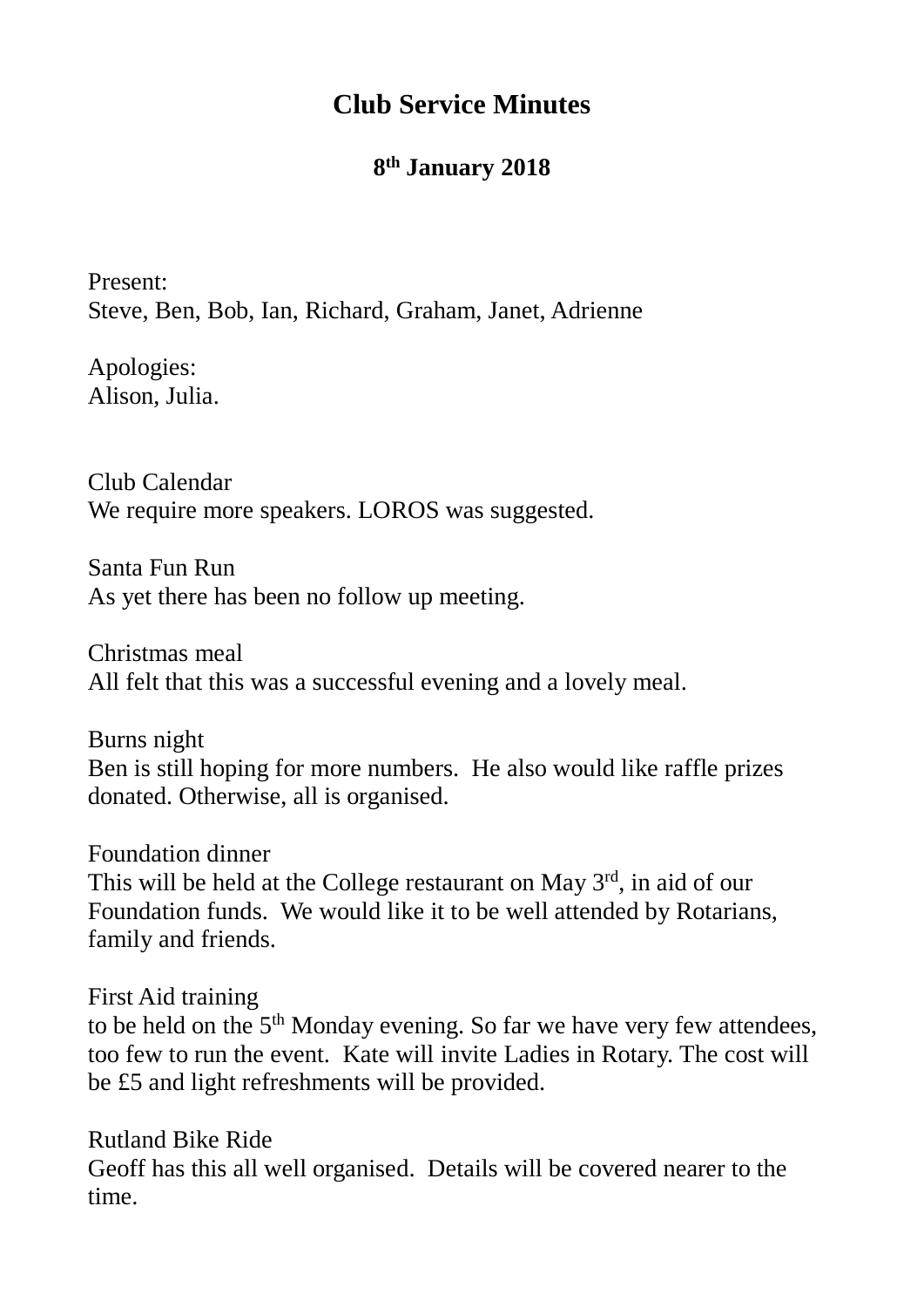# Club Service Minutes

## 8th January 2018

Present:
Steve, Ben, Bob, Ian, Richard, Graham, Janet, Adrienne

Apologies:
Alison, Julia.

Club Calendar
We require more speakers. LOROS was suggested.

Santa Fun Run
As yet there has been no follow up meeting.

Christmas meal
All felt that this was a successful evening and a lovely meal.

Burns night
Ben is still hoping for more numbers. He also would like raffle prizes donated. Otherwise, all is organised.

Foundation dinner
This will be held at the College restaurant on May 3rd, in aid of our Foundation funds. We would like it to be well attended by Rotarians, family and friends.

First Aid training
to be held on the 5th Monday evening. So far we have very few attendees, too few to run the event. Kate will invite Ladies in Rotary. The cost will be £5 and light refreshments will be provided.

Rutland Bike Ride
Geoff has this all well organised. Details will be covered nearer to the time.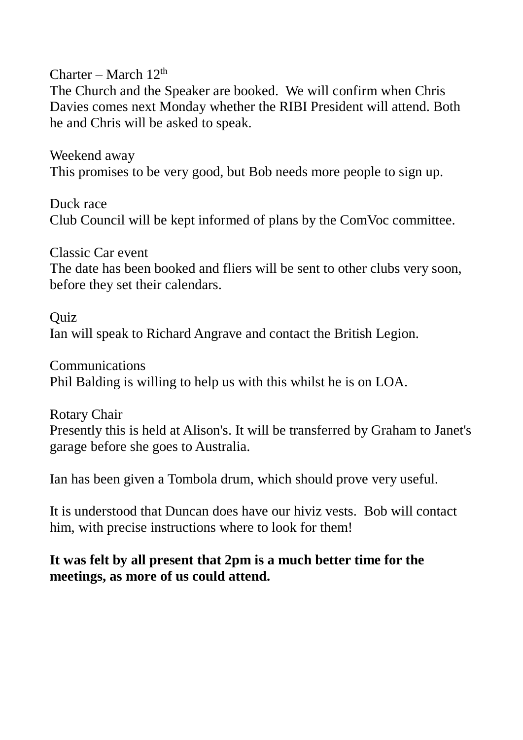Charter – March 12th

The Church and the Speaker are booked. We will confirm when Chris Davies comes next Monday whether the RIBI President will attend. Both he and Chris will be asked to speak.

Weekend away

This promises to be very good, but Bob needs more people to sign up.

Duck race

Club Council will be kept informed of plans by the ComVoc committee.

Classic Car event

The date has been booked and fliers will be sent to other clubs very soon, before they set their calendars.

Quiz

Ian will speak to Richard Angrave and contact the British Legion.

Communications

Phil Balding is willing to help us with this whilst he is on LOA.

Rotary Chair

Presently this is held at Alison's. It will be transferred by Graham to Janet's garage before she goes to Australia.

Ian has been given a Tombola drum, which should prove very useful.

It is understood that Duncan does have our hiviz vests. Bob will contact him, with precise instructions where to look for them!

**It was felt by all present that 2pm is a much better time for the meetings, as more of us could attend.**